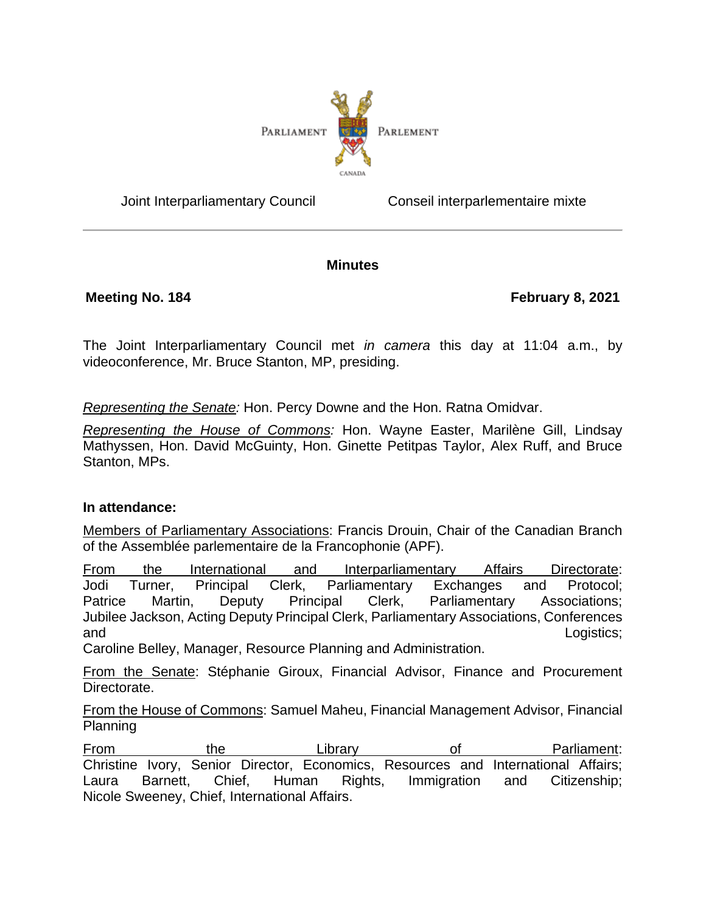PARLIAMENT PARLEMENT
CANADA

Joint Interparliamentary Council | Conseil interparlementaire mixte

---

**Minutes**

**Meeting No. 184** | **February 8, 2021**

The Joint Interparliamentary Council met *in camera* this day at 11:04 a.m., by videoconference, Mr. Bruce Stanton, MP, presiding.

*Representing the Senate:* Hon. Percy Downe and the Hon. Ratna Omidvar.

*Representing the House of Commons:* Hon. Wayne Easter, Marilène Gill, Lindsay Mathyssen, Hon. David McGuinty, Hon. Ginette Petitpas Taylor, Alex Ruff, and Bruce Stanton, MPs.

**In attendance:**

Members of Parliamentary Associations: Francis Drouin, Chair of the Canadian Branch of the Assemblée parlementaire de la Francophonie (APF).

From the International and Interparliamentary Affairs Directorate: Jodi Turner, Principal Clerk, Parliamentary Exchanges and Protocol; Patrice Martin, Deputy Principal Clerk, Parliamentary Associations; Jubilee Jackson, Acting Deputy Principal Clerk, Parliamentary Associations, Conferences and Logistics; Caroline Belley, Manager, Resource Planning and Administration.

From the Senate: Stéphanie Giroux, Financial Advisor, Finance and Procurement Directorate.

From the House of Commons: Samuel Maheu, Financial Management Advisor, Financial Planning

From the Library of Parliament: Christine Ivory, Senior Director, Economics, Resources and International Affairs; Laura Barnett, Chief, Human Rights, Immigration and Citizenship; Nicole Sweeney, Chief, International Affairs.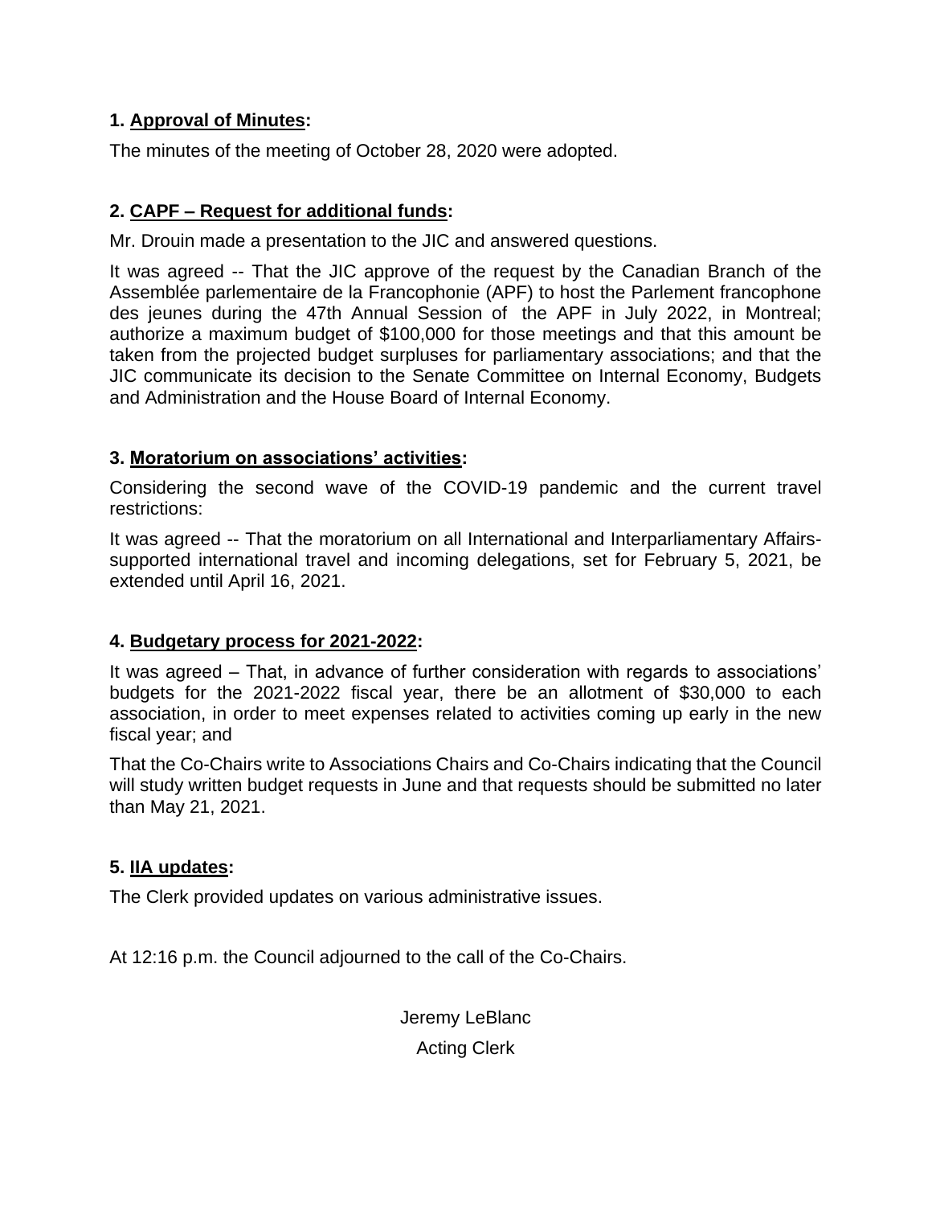**1. Approval of Minutes:**

The minutes of the meeting of October 28, 2020 were adopted.

**2. CAPF – Request for additional funds:**

Mr. Drouin made a presentation to the JIC and answered questions.

It was agreed -- That the JIC approve of the request by the Canadian Branch of the Assemblée parlementaire de la Francophonie (APF) to host the Parlement francophone des jeunes during the 47th Annual Session of the APF in July 2022, in Montreal; authorize a maximum budget of $100,000 for those meetings and that this amount be taken from the projected budget surpluses for parliamentary associations; and that the JIC communicate its decision to the Senate Committee on Internal Economy, Budgets and Administration and the House Board of Internal Economy.

**3. Moratorium on associations' activities:**

Considering the second wave of the COVID-19 pandemic and the current travel restrictions:

It was agreed -- That the moratorium on all International and Interparliamentary Affairs-supported international travel and incoming delegations, set for February 5, 2021, be extended until April 16, 2021.

**4. Budgetary process for 2021-2022:**

It was agreed – That, in advance of further consideration with regards to associations' budgets for the 2021-2022 fiscal year, there be an allotment of $30,000 to each association, in order to meet expenses related to activities coming up early in the new fiscal year; and

That the Co-Chairs write to Associations Chairs and Co-Chairs indicating that the Council will study written budget requests in June and that requests should be submitted no later than May 21, 2021.

**5. IIA updates:**

The Clerk provided updates on various administrative issues.

At 12:16 p.m. the Council adjourned to the call of the Co-Chairs.

Jeremy LeBlanc

Acting Clerk